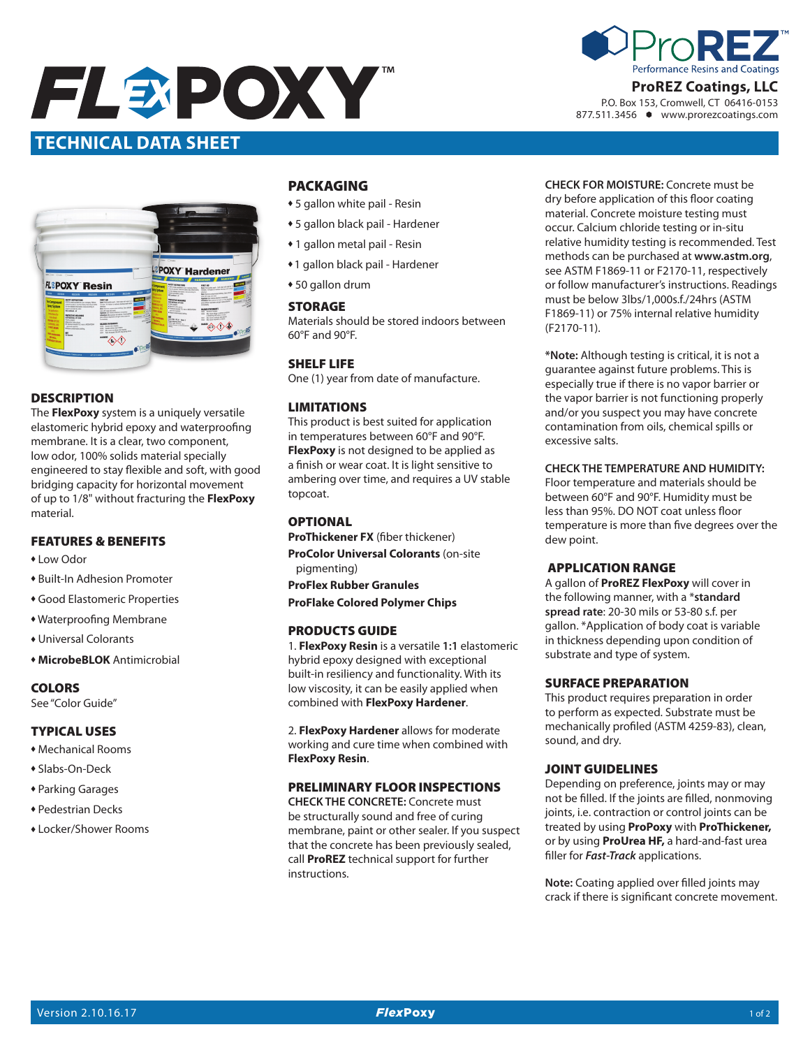# FLEXPOXY™

ProREZ™ Performance Resins and Coatings

**ProREZ Coatings, LLC**
P.O. Box 153, Cromwell, CT 06416-0153
877.511.3456 ● www.prorezcoatings.com

## TECHNICAL DATA SHEET

### DESCRIPTION

The **FlexPoxy** system is a uniquely versatile elastomeric hybrid epoxy and waterproofing membrane. It is a clear, two component, low odor, 100% solids material specially engineered to stay flexible and soft, with good bridging capacity for horizontal movement of up to 1/8" without fracturing the **FlexPoxy** material.

### FEATURES & BENEFITS

- Low Odor
- Built-In Adhesion Promoter
- Good Elastomeric Properties
- Waterproofing Membrane
- Universal Colorants
- **MicrobeBLOK** Antimicrobial

### COLORS

See "Color Guide"

### TYPICAL USES

- Mechanical Rooms
- Slabs-On-Deck
- Parking Garages
- Pedestrian Decks
- Locker/Shower Rooms

### PACKAGING

- 5 gallon white pail - Resin
- 5 gallon black pail - Hardener
- 1 gallon metal pail - Resin
- 1 gallon black pail - Hardener
- 50 gallon drum

### STORAGE

Materials should be stored indoors between 60°F and 90°F.

### SHELF LIFE

One (1) year from date of manufacture.

### LIMITATIONS

This product is best suited for application in temperatures between 60°F and 90°F. **FlexPoxy** is not designed to be applied as a finish or wear coat. It is light sensitive to ambering over time, and requires a UV stable topcoat.

### OPTIONAL

**ProThickener FX** (fiber thickener)
**ProColor Universal Colorants** (on-site pigmenting)
**ProFlex Rubber Granules**
**ProFlake Colored Polymer Chips**

### PRODUCTS GUIDE

1. **FlexPoxy Resin** is a versatile **1:1** elastomeric hybrid epoxy designed with exceptional built-in resiliency and functionality. With its low viscosity, it can be easily applied when combined with **FlexPoxy Hardener**.

2. **FlexPoxy Hardener** allows for moderate working and cure time when combined with **FlexPoxy Resin**.

### PRELIMINARY FLOOR INSPECTIONS

**CHECK THE CONCRETE:** Concrete must be structurally sound and free of curing membrane, paint or other sealer. If you suspect that the concrete has been previously sealed, call **ProREZ** technical support for further instructions.

**CHECK FOR MOISTURE:** Concrete must be dry before application of this floor coating material. Concrete moisture testing must occur. Calcium chloride testing or in-situ relative humidity testing is recommended. Test methods can be purchased at **www.astm.org**, see ASTM F1869-11 or F2170-11, respectively or follow manufacturer's instructions. Readings must be below 3lbs/1,000s.f./24hrs (ASTM F1869-11) or 75% internal relative humidity (F2170-11).

***Note:** Although testing is critical, it is not a guarantee against future problems. This is especially true if there is no vapor barrier or the vapor barrier is not functioning properly and/or you suspect you may have concrete contamination from oils, chemical spills or excessive salts.

**CHECK THE TEMPERATURE AND HUMIDITY:** Floor temperature and materials should be between 60°F and 90°F. Humidity must be less than 95%. DO NOT coat unless floor temperature is more than five degrees over the dew point.

### APPLICATION RANGE

A gallon of **ProREZ FlexPoxy** will cover in the following manner, with a ***standard spread rate**: 20-30 mils or 53-80 s.f. per gallon. *Application of body coat is variable in thickness depending upon condition of substrate and type of system.

### SURFACE PREPARATION

This product requires preparation in order to perform as expected. Substrate must be mechanically profiled (ASTM 4259-83), clean, sound, and dry.

### JOINT GUIDELINES

Depending on preference, joints may or may not be filled. If the joints are filled, nonmoving joints, i.e. contraction or control joints can be treated by using **ProPoxy** with **ProThickener,** or by using **ProUrea HF,** a hard-and-fast urea filler for ***Fast-Track*** applications.

**Note:** Coating applied over filled joints may crack if there is significant concrete movement.

Version 2.10.16.17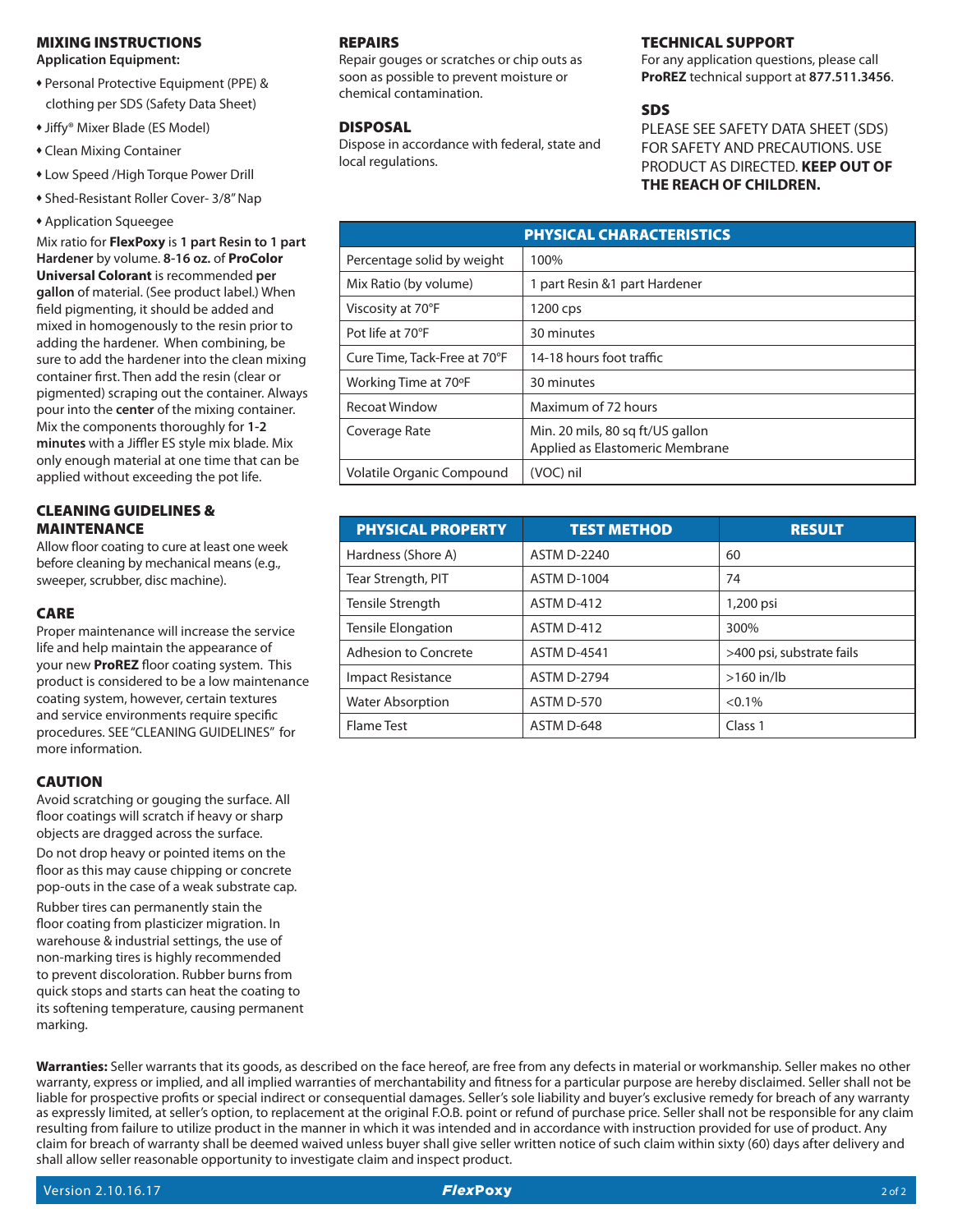## MIXING INSTRUCTIONS

**Application Equipment:**

- Personal Protective Equipment (PPE) & clothing per SDS (Safety Data Sheet)
- Jiffy® Mixer Blade (ES Model)
- Clean Mixing Container
- Low Speed /High Torque Power Drill
- Shed-Resistant Roller Cover- 3/8" Nap
- Application Squeegee

Mix ratio for **FlexPoxy** is **1 part Resin to 1 part Hardener** by volume. **8-16 oz.** of **ProColor Universal Colorant** is recommended **per gallon** of material. (See product label.) When field pigmenting, it should be added and mixed in homogenously to the resin prior to adding the hardener. When combining, be sure to add the hardener into the clean mixing container first. Then add the resin (clear or pigmented) scraping out the container. Always pour into the **center** of the mixing container. Mix the components thoroughly for **1-2 minutes** with a Jiffler ES style mix blade. Mix only enough material at one time that can be applied without exceeding the pot life.

## CLEANING GUIDELINES & MAINTENANCE

Allow floor coating to cure at least one week before cleaning by mechanical means (e.g., sweeper, scrubber, disc machine).

## CARE

Proper maintenance will increase the service life and help maintain the appearance of your new **ProREZ** floor coating system. This product is considered to be a low maintenance coating system, however, certain textures and service environments require specific procedures. SEE "CLEANING GUIDELINES" for more information.

## CAUTION

Avoid scratching or gouging the surface. All floor coatings will scratch if heavy or sharp objects are dragged across the surface.

Do not drop heavy or pointed items on the floor as this may cause chipping or concrete pop-outs in the case of a weak substrate cap.

Rubber tires can permanently stain the floor coating from plasticizer migration. In warehouse & industrial settings, the use of non-marking tires is highly recommended to prevent discoloration. Rubber burns from quick stops and starts can heat the coating to its softening temperature, causing permanent marking.

## REPAIRS

Repair gouges or scratches or chip outs as soon as possible to prevent moisture or chemical contamination.

## DISPOSAL

Dispose in accordance with federal, state and local regulations.

## TECHNICAL SUPPORT

For any application questions, please call **ProREZ** technical support at **877.511.3456**.

## SDS

PLEASE SEE SAFETY DATA SHEET (SDS) FOR SAFETY AND PRECAUTIONS. USE PRODUCT AS DIRECTED. **KEEP OUT OF THE REACH OF CHILDREN.**

| PHYSICAL CHARACTERISTICS | |
|---|---|
| Percentage solid by weight | 100% |
| Mix Ratio (by volume) | 1 part Resin &1 part Hardener |
| Viscosity at 70°F | 1200 cps |
| Pot life at 70°F | 30 minutes |
| Cure Time, Tack-Free at 70°F | 14-18 hours foot traffic |
| Working Time at 70ºF | 30 minutes |
| Recoat Window | Maximum of 72 hours |
| Coverage Rate | Min. 20 mils, 80 sq ft/US gallon Applied as Elastomeric Membrane |
| Volatile Organic Compound | (VOC) nil |

| PHYSICAL PROPERTY | TEST METHOD | RESULT |
|---|---|---|
| Hardness (Shore A) | ASTM D-2240 | 60 |
| Tear Strength, PIT | ASTM D-1004 | 74 |
| Tensile Strength | ASTM D-412 | 1,200 psi |
| Tensile Elongation | ASTM D-412 | 300% |
| Adhesion to Concrete | ASTM D-4541 | >400 psi, substrate fails |
| Impact Resistance | ASTM D-2794 | >160 in/lb |
| Water Absorption | ASTM D-570 | <0.1% |
| Flame Test | ASTM D-648 | Class 1 |

**Warranties:** Seller warrants that its goods, as described on the face hereof, are free from any defects in material or workmanship. Seller makes no other warranty, express or implied, and all implied warranties of merchantability and fitness for a particular purpose are hereby disclaimed. Seller shall not be liable for prospective profits or special indirect or consequential damages. Seller's sole liability and buyer's exclusive remedy for breach of any warranty as expressly limited, at seller's option, to replacement at the original F.O.B. point or refund of purchase price. Seller shall not be responsible for any claim resulting from failure to utilize product in the manner in which it was intended and in accordance with instruction provided for use of product. Any claim for breach of warranty shall be deemed waived unless buyer shall give seller written notice of such claim within sixty (60) days after delivery and shall allow seller reasonable opportunity to investigate claim and inspect product.

Version 2.10.16.17